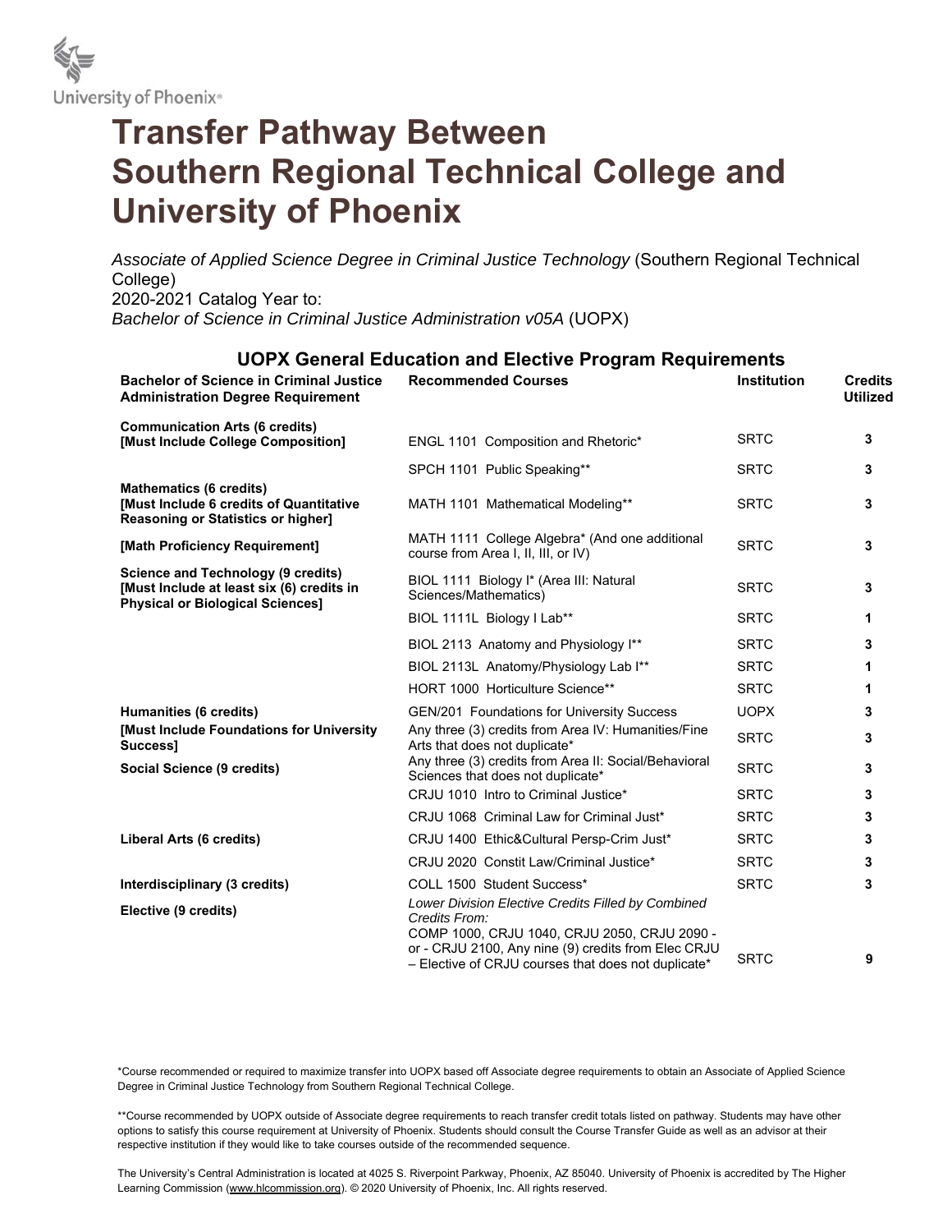University of Phoenix®

# Transfer Pathway Between Southern Regional Technical College and University of Phoenix

*Associate of Applied Science Degree in Criminal Justice Technology* (Southern Regional Technical College)
2020-2021 Catalog Year to:
*Bachelor of Science in Criminal Justice Administration v05A* (UOPX)

## UOPX General Education and Elective Program Requirements

| Bachelor of Science in Criminal Justice Administration Degree Requirement | Recommended Courses | Institution | Credits Utilized |
|---|---|---|---|
| **Communication Arts (6 credits) [Must Include College Composition]** | ENGL 1101 Composition and Rhetoric* | SRTC | **3** |
| | SPCH 1101 Public Speaking** | SRTC | **3** |
| **Mathematics (6 credits) [Must Include 6 credits of Quantitative Reasoning or Statistics or higher]** | MATH 1101 Mathematical Modeling** | SRTC | **3** |
| **[Math Proficiency Requirement]** | MATH 1111 College Algebra* (And one additional course from Area I, II, III, or IV) | SRTC | **3** |
| **Science and Technology (9 credits) [Must Include at least six (6) credits in Physical or Biological Sciences]** | BIOL 1111 Biology I* (Area III: Natural Sciences/Mathematics) | SRTC | **3** |
| | BIOL 1111L Biology I Lab** | SRTC | **1** |
| | BIOL 2113 Anatomy and Physiology I** | SRTC | **3** |
| | BIOL 2113L Anatomy/Physiology Lab I** | SRTC | **1** |
| | HORT 1000 Horticulture Science** | SRTC | **1** |
| **Humanities (6 credits)** | GEN/201 Foundations for University Success | UOPX | **3** |
| **[Must Include Foundations for University Success]** | Any three (3) credits from Area IV: Humanities/Fine Arts that does not duplicate* | SRTC | **3** |
| **Social Science (9 credits)** | Any three (3) credits from Area II: Social/Behavioral Sciences that does not duplicate* | SRTC | **3** |
| | CRJU 1010 Intro to Criminal Justice* | SRTC | **3** |
| | CRJU 1068 Criminal Law for Criminal Just* | SRTC | **3** |
| **Liberal Arts (6 credits)** | CRJU 1400 Ethic&Cultural Persp-Crim Just* | SRTC | **3** |
| | CRJU 2020 Constit Law/Criminal Justice* | SRTC | **3** |
| **Interdisciplinary (3 credits)** | COLL 1500 Student Success* | SRTC | **3** |
| **Elective (9 credits)** | *Lower Division Elective Credits Filled by Combined Credits From:* COMP 1000, CRJU 1040, CRJU 2050, CRJU 2090 - or - CRJU 2100, Any nine (9) credits from Elec CRJU – Elective of CRJU courses that does not duplicate* | SRTC | **9** |

*Course recommended or required to maximize transfer into UOPX based off Associate degree requirements to obtain an Associate of Applied Science Degree in Criminal Justice Technology from Southern Regional Technical College.

**Course recommended by UOPX outside of Associate degree requirements to reach transfer credit totals listed on pathway. Students may have other options to satisfy this course requirement at University of Phoenix. Students should consult the Course Transfer Guide as well as an advisor at their respective institution if they would like to take courses outside of the recommended sequence.

The University's Central Administration is located at 4025 S. Riverpoint Parkway, Phoenix, AZ 85040. University of Phoenix is accredited by The Higher Learning Commission (www.hlcommission.org). © 2020 University of Phoenix, Inc. All rights reserved.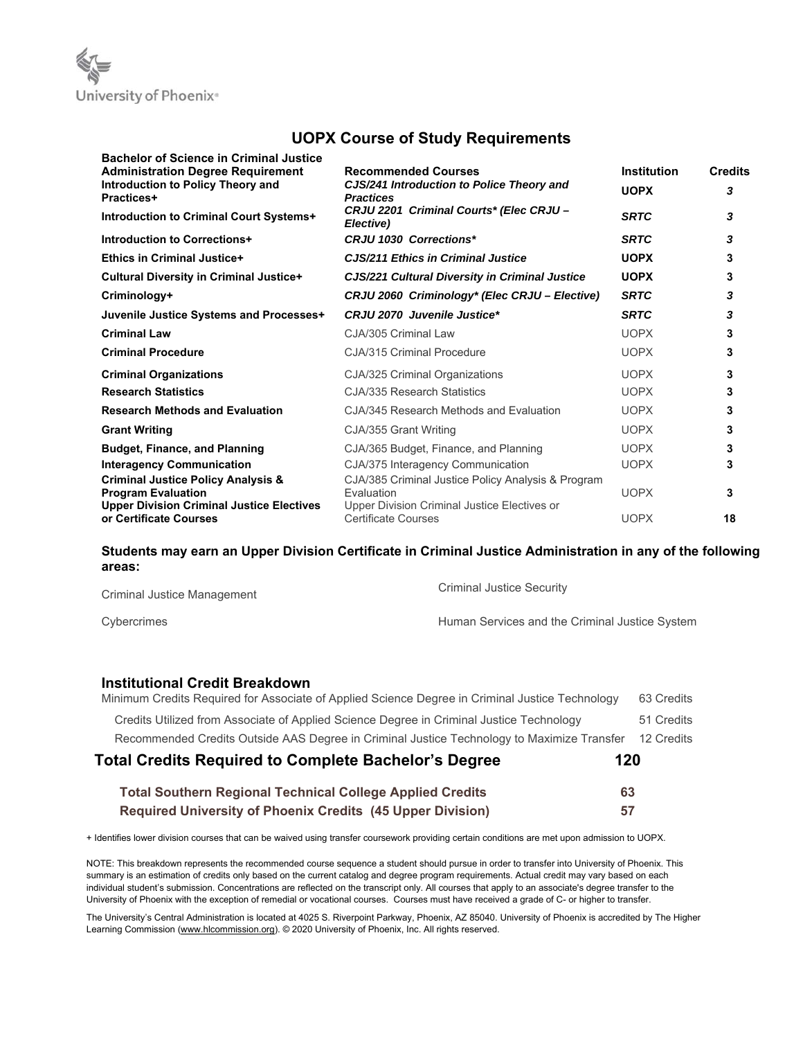University of Phoenix®

## UOPX Course of Study Requirements

| Bachelor of Science in Criminal Justice Administration Degree Requirement | Recommended Courses | Institution | Credits |
|---|---|---|---|
| **Introduction to Policy Theory and Practices+** | ***CJS/241 Introduction to Police Theory and Practices*** | **UOPX** | ***3*** |
| **Introduction to Criminal Court Systems+** | ***CRJU 2201 Criminal Courts* (Elec CRJU – Elective)*** | ***SRTC*** | ***3*** |
| **Introduction to Corrections+** | ***CRJU 1030 Corrections**** | ***SRTC*** | ***3*** |
| **Ethics in Criminal Justice+** | ***CJS/211 Ethics in Criminal Justice*** | **UOPX** | **3** |
| **Cultural Diversity in Criminal Justice+** | ***CJS/221 Cultural Diversity in Criminal Justice*** | **UOPX** | **3** |
| **Criminology+** | ***CRJU 2060 Criminology* (Elec CRJU – Elective)*** | ***SRTC*** | ***3*** |
| **Juvenile Justice Systems and Processes+** | ***CRJU 2070 Juvenile Justice**** | ***SRTC*** | ***3*** |
| **Criminal Law** | CJA/305 Criminal Law | UOPX | **3** |
| **Criminal Procedure** | CJA/315 Criminal Procedure | UOPX | **3** |
| **Criminal Organizations** | CJA/325 Criminal Organizations | UOPX | **3** |
| **Research Statistics** | CJA/335 Research Statistics | UOPX | **3** |
| **Research Methods and Evaluation** | CJA/345 Research Methods and Evaluation | UOPX | **3** |
| **Grant Writing** | CJA/355 Grant Writing | UOPX | **3** |
| **Budget, Finance, and Planning** | CJA/365 Budget, Finance, and Planning | UOPX | **3** |
| **Interagency Communication** | CJA/375 Interagency Communication | UOPX | **3** |
| **Criminal Justice Policy Analysis & Program Evaluation** | CJA/385 Criminal Justice Policy Analysis & Program Evaluation | UOPX | **3** |
| **Upper Division Criminal Justice Electives or Certificate Courses** | Upper Division Criminal Justice Electives or Certificate Courses | UOPX | **18** |

**Students may earn an Upper Division Certificate in Criminal Justice Administration in any of the following areas:**

- Criminal Justice Management
- Criminal Justice Security
- Cybercrimes
- Human Services and the Criminal Justice System

### Institutional Credit Breakdown

| | |
|---|---|
| Minimum Credits Required for Associate of Applied Science Degree in Criminal Justice Technology | 63 Credits |
| Credits Utilized from Associate of Applied Science Degree in Criminal Justice Technology | 51 Credits |
| Recommended Credits Outside AAS Degree in Criminal Justice Technology to Maximize Transfer | 12 Credits |
| **Total Credits Required to Complete Bachelor's Degree** | **120** |
| **Total Southern Regional Technical College Applied Credits** | **63** |
| **Required University of Phoenix Credits (45 Upper Division)** | **57** |

+ Identifies lower division courses that can be waived using transfer coursework providing certain conditions are met upon admission to UOPX.

NOTE: This breakdown represents the recommended course sequence a student should pursue in order to transfer into University of Phoenix. This summary is an estimation of credits only based on the current catalog and degree program requirements. Actual credit may vary based on each individual student's submission. Concentrations are reflected on the transcript only. All courses that apply to an associate's degree transfer to the University of Phoenix with the exception of remedial or vocational courses. Courses must have received a grade of C- or higher to transfer.

The University's Central Administration is located at 4025 S. Riverpoint Parkway, Phoenix, AZ 85040. University of Phoenix is accredited by The Higher Learning Commission (www.hlcommission.org). © 2020 University of Phoenix, Inc. All rights reserved.